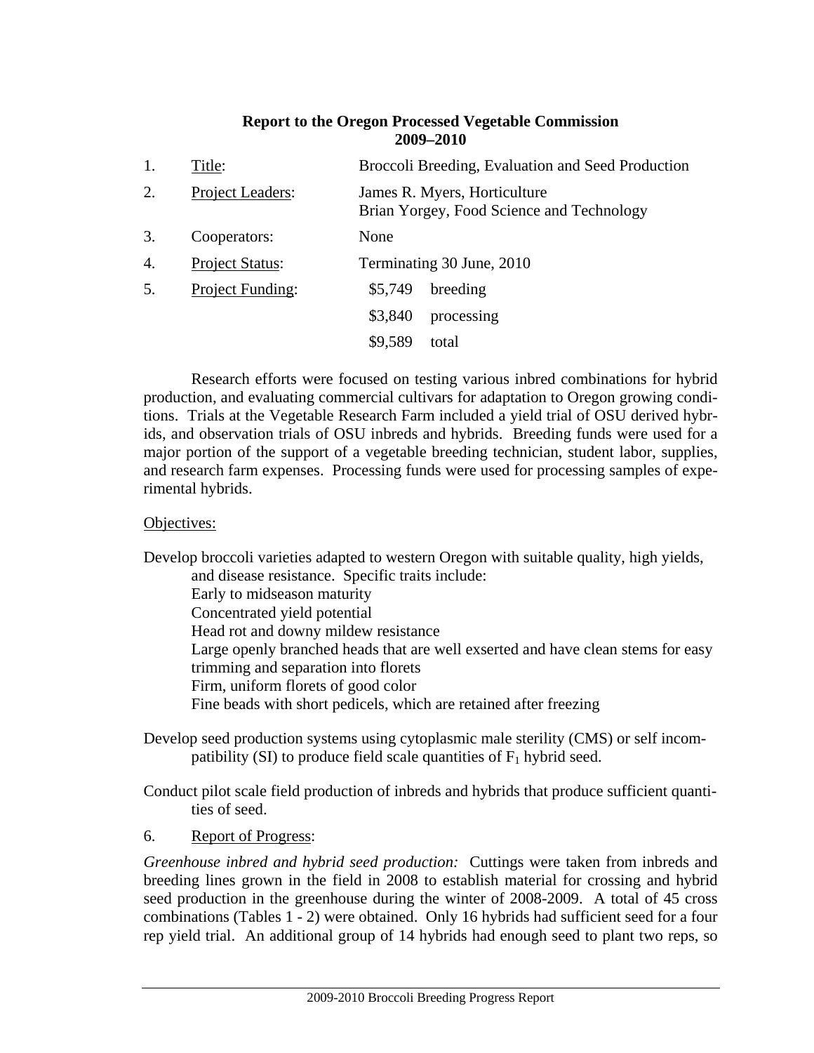**Report to the Oregon Processed Vegetable Commission**
**2009–2010**

1. Title: Broccoli Breeding, Evaluation and Seed Production
2. Project Leaders: James R. Myers, Horticulture; Brian Yorgey, Food Science and Technology
3. Cooperators: None
4. Project Status: Terminating 30 June, 2010
5. Project Funding:

| | |
|---|---|
| \$5,749 | breeding |
| \$3,840 | processing |
| \$9,589 | total |

Research efforts were focused on testing various inbred combinations for hybrid production, and evaluating commercial cultivars for adaptation to Oregon growing conditions. Trials at the Vegetable Research Farm included a yield trial of OSU derived hybrids, and observation trials of OSU inbreds and hybrids. Breeding funds were used for a major portion of the support of a vegetable breeding technician, student labor, supplies, and research farm expenses. Processing funds were used for processing samples of experimental hybrids.

Objectives:

Develop broccoli varieties adapted to western Oregon with suitable quality, high yields, and disease resistance. Specific traits include:
- Early to midseason maturity
- Concentrated yield potential
- Head rot and downy mildew resistance
- Large openly branched heads that are well exserted and have clean stems for easy trimming and separation into florets
- Firm, uniform florets of good color
- Fine beads with short pedicels, which are retained after freezing

Develop seed production systems using cytoplasmic male sterility (CMS) or self incompatibility (SI) to produce field scale quantities of $F_1$ hybrid seed.

Conduct pilot scale field production of inbreds and hybrids that produce sufficient quantities of seed.

6. Report of Progress:

*Greenhouse inbred and hybrid seed production:* Cuttings were taken from inbreds and breeding lines grown in the field in 2008 to establish material for crossing and hybrid seed production in the greenhouse during the winter of 2008-2009. A total of 45 cross combinations (Tables 1 - 2) were obtained. Only 16 hybrids had sufficient seed for a four rep yield trial. An additional group of 14 hybrids had enough seed to plant two reps, so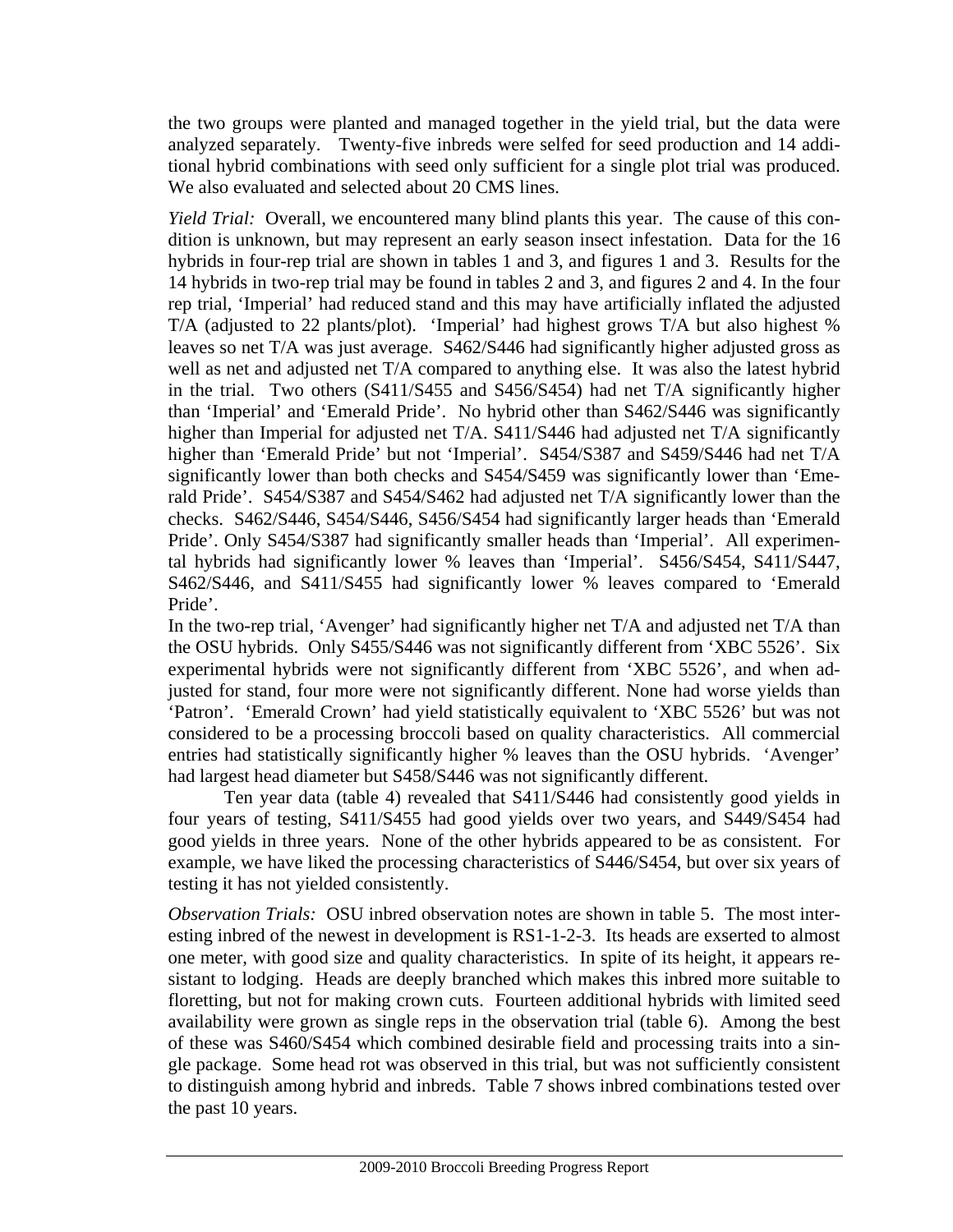the two groups were planted and managed together in the yield trial, but the data were analyzed separately. Twenty-five inbreds were selfed for seed production and 14 additional hybrid combinations with seed only sufficient for a single plot trial was produced. We also evaluated and selected about 20 CMS lines.

*Yield Trial:* Overall, we encountered many blind plants this year. The cause of this condition is unknown, but may represent an early season insect infestation. Data for the 16 hybrids in four-rep trial are shown in tables 1 and 3, and figures 1 and 3. Results for the 14 hybrids in two-rep trial may be found in tables 2 and 3, and figures 2 and 4. In the four rep trial, 'Imperial' had reduced stand and this may have artificially inflated the adjusted T/A (adjusted to 22 plants/plot). 'Imperial' had highest grows T/A but also highest % leaves so net T/A was just average. S462/S446 had significantly higher adjusted gross as well as net and adjusted net T/A compared to anything else. It was also the latest hybrid in the trial. Two others (S411/S455 and S456/S454) had net T/A significantly higher than 'Imperial' and 'Emerald Pride'. No hybrid other than S462/S446 was significantly higher than Imperial for adjusted net T/A. S411/S446 had adjusted net T/A significantly higher than 'Emerald Pride' but not 'Imperial'. S454/S387 and S459/S446 had net T/A significantly lower than both checks and S454/S459 was significantly lower than 'Emerald Pride'. S454/S387 and S454/S462 had adjusted net T/A significantly lower than the checks. S462/S446, S454/S446, S456/S454 had significantly larger heads than 'Emerald Pride'. Only S454/S387 had significantly smaller heads than 'Imperial'. All experimental hybrids had significantly lower % leaves than 'Imperial'. S456/S454, S411/S447, S462/S446, and S411/S455 had significantly lower % leaves compared to 'Emerald Pride'.

In the two-rep trial, 'Avenger' had significantly higher net T/A and adjusted net T/A than the OSU hybrids. Only S455/S446 was not significantly different from 'XBC 5526'. Six experimental hybrids were not significantly different from 'XBC 5526', and when adjusted for stand, four more were not significantly different. None had worse yields than 'Patron'. 'Emerald Crown' had yield statistically equivalent to 'XBC 5526' but was not considered to be a processing broccoli based on quality characteristics. All commercial entries had statistically significantly higher % leaves than the OSU hybrids. 'Avenger' had largest head diameter but S458/S446 was not significantly different.

Ten year data (table 4) revealed that S411/S446 had consistently good yields in four years of testing, S411/S455 had good yields over two years, and S449/S454 had good yields in three years. None of the other hybrids appeared to be as consistent. For example, we have liked the processing characteristics of S446/S454, but over six years of testing it has not yielded consistently.

*Observation Trials:* OSU inbred observation notes are shown in table 5. The most interesting inbred of the newest in development is RS1-1-2-3. Its heads are exserted to almost one meter, with good size and quality characteristics. In spite of its height, it appears resistant to lodging. Heads are deeply branched which makes this inbred more suitable to floretting, but not for making crown cuts. Fourteen additional hybrids with limited seed availability were grown as single reps in the observation trial (table 6). Among the best of these was S460/S454 which combined desirable field and processing traits into a single package. Some head rot was observed in this trial, but was not sufficiently consistent to distinguish among hybrid and inbreds. Table 7 shows inbred combinations tested over the past 10 years.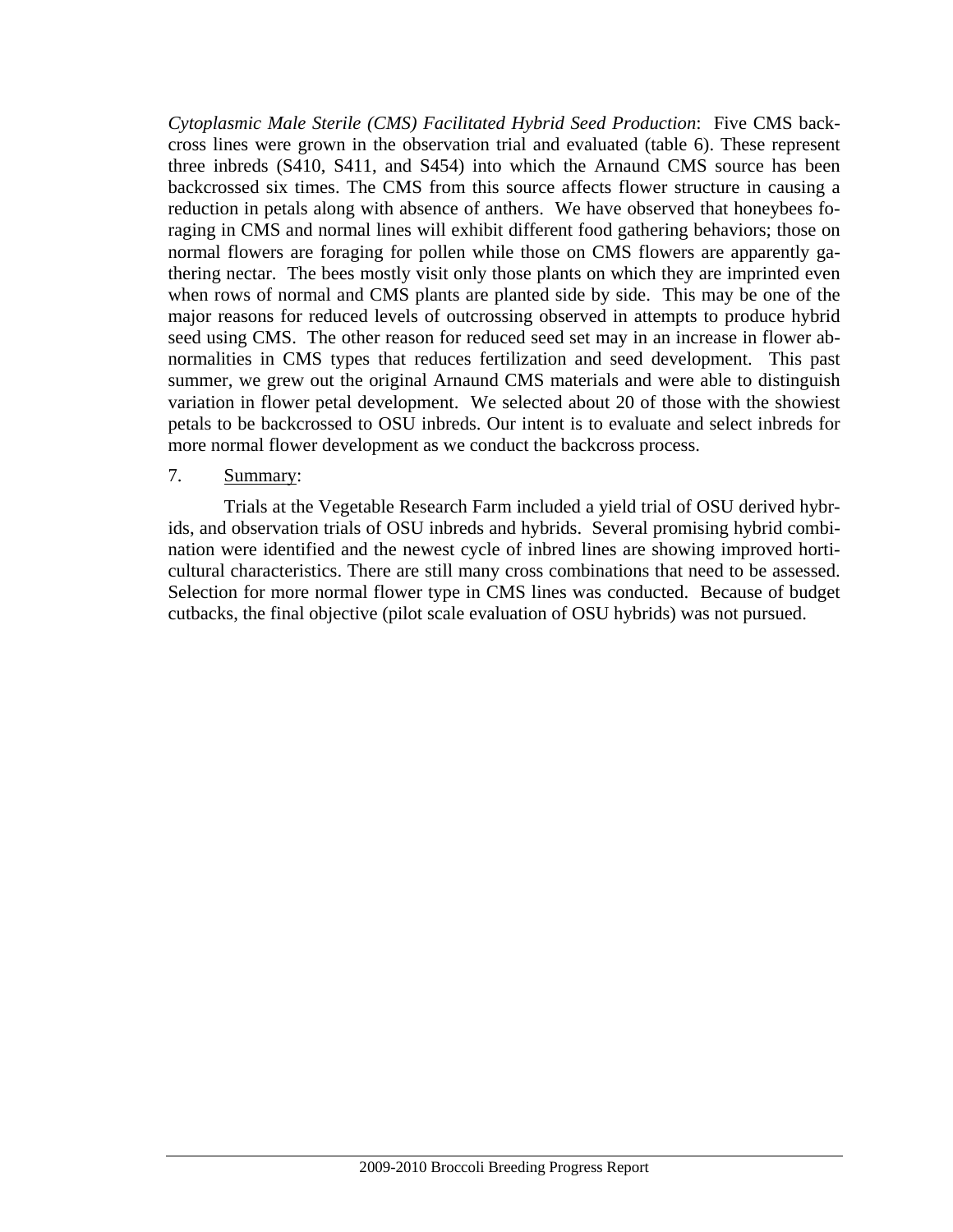*Cytoplasmic Male Sterile (CMS) Facilitated Hybrid Seed Production*: Five CMS backcross lines were grown in the observation trial and evaluated (table 6). These represent three inbreds (S410, S411, and S454) into which the Arnaund CMS source has been backcrossed six times. The CMS from this source affects flower structure in causing a reduction in petals along with absence of anthers. We have observed that honeybees foraging in CMS and normal lines will exhibit different food gathering behaviors; those on normal flowers are foraging for pollen while those on CMS flowers are apparently gathering nectar. The bees mostly visit only those plants on which they are imprinted even when rows of normal and CMS plants are planted side by side. This may be one of the major reasons for reduced levels of outcrossing observed in attempts to produce hybrid seed using CMS. The other reason for reduced seed set may in an increase in flower abnormalities in CMS types that reduces fertilization and seed development. This past summer, we grew out the original Arnaund CMS materials and were able to distinguish variation in flower petal development. We selected about 20 of those with the showiest petals to be backcrossed to OSU inbreds. Our intent is to evaluate and select inbreds for more normal flower development as we conduct the backcross process.

7. Summary:

Trials at the Vegetable Research Farm included a yield trial of OSU derived hybrids, and observation trials of OSU inbreds and hybrids. Several promising hybrid combination were identified and the newest cycle of inbred lines are showing improved horticultural characteristics. There are still many cross combinations that need to be assessed. Selection for more normal flower type in CMS lines was conducted. Because of budget cutbacks, the final objective (pilot scale evaluation of OSU hybrids) was not pursued.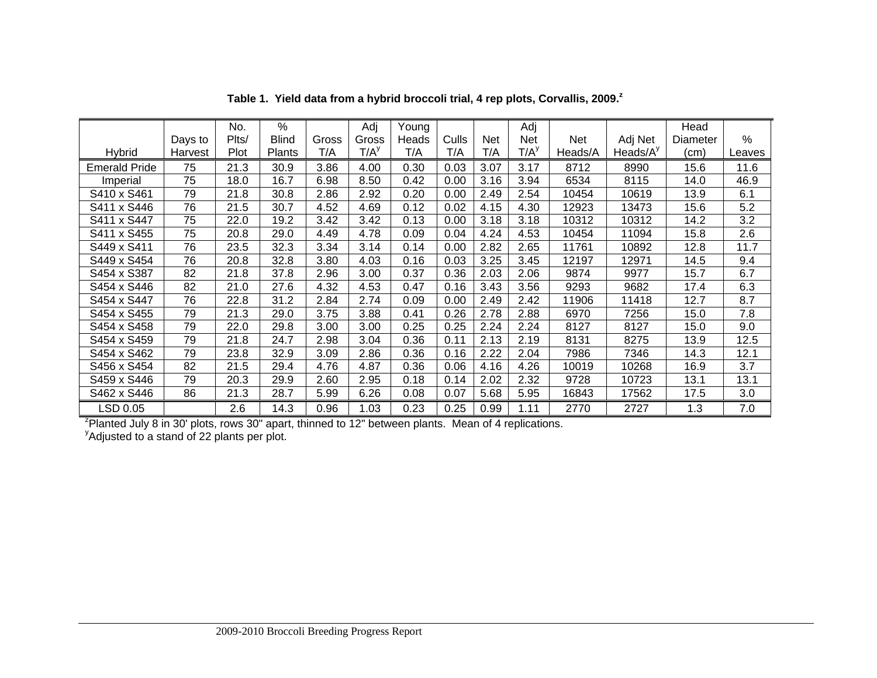**Table 1. Yield data from a hybrid broccoli trial, 4 rep plots, Corvallis, 2009.[z]**

| Hybrid | Days to Harvest | No. Plts/ Plot | % Blind Plants | Gross T/A | Adj Gross T/A[y] | Young Heads T/A | Culls T/A | Net T/A | Adj Net T/A[y] | Net Heads/A | Adj Net Heads/A[y] | Head Diameter (cm) | % Leaves |
|---|---|---|---|---|---|---|---|---|---|---|---|---|---|
| Emerald Pride | 75 | 21.3 | 30.9 | 3.86 | 4.00 | 0.30 | 0.03 | 3.07 | 3.17 | 8712 | 8990 | 15.6 | 11.6 |
| Imperial | 75 | 18.0 | 16.7 | 6.98 | 8.50 | 0.42 | 0.00 | 3.16 | 3.94 | 6534 | 8115 | 14.0 | 46.9 |
| S410 x S461 | 79 | 21.8 | 30.8 | 2.86 | 2.92 | 0.20 | 0.00 | 2.49 | 2.54 | 10454 | 10619 | 13.9 | 6.1 |
| S411 x S446 | 76 | 21.5 | 30.7 | 4.52 | 4.69 | 0.12 | 0.02 | 4.15 | 4.30 | 12923 | 13473 | 15.6 | 5.2 |
| S411 x S447 | 75 | 22.0 | 19.2 | 3.42 | 3.42 | 0.13 | 0.00 | 3.18 | 3.18 | 10312 | 10312 | 14.2 | 3.2 |
| S411 x S455 | 75 | 20.8 | 29.0 | 4.49 | 4.78 | 0.09 | 0.04 | 4.24 | 4.53 | 10454 | 11094 | 15.8 | 2.6 |
| S449 x S411 | 76 | 23.5 | 32.3 | 3.34 | 3.14 | 0.14 | 0.00 | 2.82 | 2.65 | 11761 | 10892 | 12.8 | 11.7 |
| S449 x S454 | 76 | 20.8 | 32.8 | 3.80 | 4.03 | 0.16 | 0.03 | 3.25 | 3.45 | 12197 | 12971 | 14.5 | 9.4 |
| S454 x S387 | 82 | 21.8 | 37.8 | 2.96 | 3.00 | 0.37 | 0.36 | 2.03 | 2.06 | 9874 | 9977 | 15.7 | 6.7 |
| S454 x S446 | 82 | 21.0 | 27.6 | 4.32 | 4.53 | 0.47 | 0.16 | 3.43 | 3.56 | 9293 | 9682 | 17.4 | 6.3 |
| S454 x S447 | 76 | 22.8 | 31.2 | 2.84 | 2.74 | 0.09 | 0.00 | 2.49 | 2.42 | 11906 | 11418 | 12.7 | 8.7 |
| S454 x S455 | 79 | 21.3 | 29.0 | 3.75 | 3.88 | 0.41 | 0.26 | 2.78 | 2.88 | 6970 | 7256 | 15.0 | 7.8 |
| S454 x S458 | 79 | 22.0 | 29.8 | 3.00 | 3.00 | 0.25 | 0.25 | 2.24 | 2.24 | 8127 | 8127 | 15.0 | 9.0 |
| S454 x S459 | 79 | 21.8 | 24.7 | 2.98 | 3.04 | 0.36 | 0.11 | 2.13 | 2.19 | 8131 | 8275 | 13.9 | 12.5 |
| S454 x S462 | 79 | 23.8 | 32.9 | 3.09 | 2.86 | 0.36 | 0.16 | 2.22 | 2.04 | 7986 | 7346 | 14.3 | 12.1 |
| S456 x S454 | 82 | 21.5 | 29.4 | 4.76 | 4.87 | 0.36 | 0.06 | 4.16 | 4.26 | 10019 | 10268 | 16.9 | 3.7 |
| S459 x S446 | 79 | 20.3 | 29.9 | 2.60 | 2.95 | 0.18 | 0.14 | 2.02 | 2.32 | 9728 | 10723 | 13.1 | 13.1 |
| S462 x S446 | 86 | 21.3 | 28.7 | 5.99 | 6.26 | 0.08 | 0.07 | 5.68 | 5.95 | 16843 | 17562 | 17.5 | 3.0 |
| LSD 0.05 | | 2.6 | 14.3 | 0.96 | 1.03 | 0.23 | 0.25 | 0.99 | 1.11 | 2770 | 2727 | 1.3 | 7.0 |

[z]Planted July 8 in 30' plots, rows 30" apart, thinned to 12" between plants. Mean of 4 replications.
[y]Adjusted to a stand of 22 plants per plot.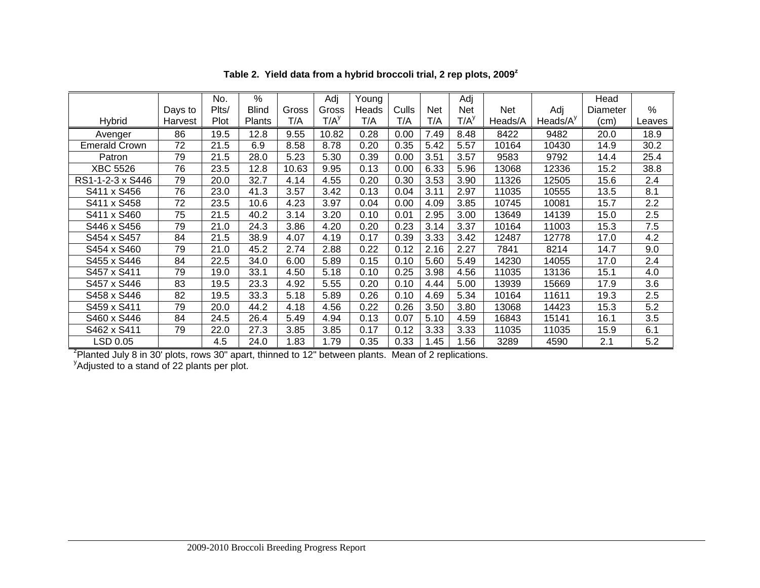**Table 2. Yield data from a hybrid broccoli trial, 2 rep plots, 2009[z]**

| Hybrid | Days to Harvest | No. Plts/ Plot | % Blind Plants | Gross T/A | Adj Gross T/A[y] | Young Heads T/A | Culls T/A | Net T/A | Adj Net T/A[y] | Net Heads/A | Adj Heads/A[y] | Head Diameter (cm) | % Leaves |
|---|---|---|---|---|---|---|---|---|---|---|---|---|---|
| Avenger | 86 | 19.5 | 12.8 | 9.55 | 10.82 | 0.28 | 0.00 | 7.49 | 8.48 | 8422 | 9482 | 20.0 | 18.9 |
| Emerald Crown | 72 | 21.5 | 6.9 | 8.58 | 8.78 | 0.20 | 0.35 | 5.42 | 5.57 | 10164 | 10430 | 14.9 | 30.2 |
| Patron | 79 | 21.5 | 28.0 | 5.23 | 5.30 | 0.39 | 0.00 | 3.51 | 3.57 | 9583 | 9792 | 14.4 | 25.4 |
| XBC 5526 | 76 | 23.5 | 12.8 | 10.63 | 9.95 | 0.13 | 0.00 | 6.33 | 5.96 | 13068 | 12336 | 15.2 | 38.8 |
| RS1-1-2-3 x S446 | 79 | 20.0 | 32.7 | 4.14 | 4.55 | 0.20 | 0.30 | 3.53 | 3.90 | 11326 | 12505 | 15.6 | 2.4 |
| S411 x S456 | 76 | 23.0 | 41.3 | 3.57 | 3.42 | 0.13 | 0.04 | 3.11 | 2.97 | 11035 | 10555 | 13.5 | 8.1 |
| S411 x S458 | 72 | 23.5 | 10.6 | 4.23 | 3.97 | 0.04 | 0.00 | 4.09 | 3.85 | 10745 | 10081 | 15.7 | 2.2 |
| S411 x S460 | 75 | 21.5 | 40.2 | 3.14 | 3.20 | 0.10 | 0.01 | 2.95 | 3.00 | 13649 | 14139 | 15.0 | 2.5 |
| S446 x S456 | 79 | 21.0 | 24.3 | 3.86 | 4.20 | 0.20 | 0.23 | 3.14 | 3.37 | 10164 | 11003 | 15.3 | 7.5 |
| S454 x S457 | 84 | 21.5 | 38.9 | 4.07 | 4.19 | 0.17 | 0.39 | 3.33 | 3.42 | 12487 | 12778 | 17.0 | 4.2 |
| S454 x S460 | 79 | 21.0 | 45.2 | 2.74 | 2.88 | 0.22 | 0.12 | 2.16 | 2.27 | 7841 | 8214 | 14.7 | 9.0 |
| S455 x S446 | 84 | 22.5 | 34.0 | 6.00 | 5.89 | 0.15 | 0.10 | 5.60 | 5.49 | 14230 | 14055 | 17.0 | 2.4 |
| S457 x S411 | 79 | 19.0 | 33.1 | 4.50 | 5.18 | 0.10 | 0.25 | 3.98 | 4.56 | 11035 | 13136 | 15.1 | 4.0 |
| S457 x S446 | 83 | 19.5 | 23.3 | 4.92 | 5.55 | 0.20 | 0.10 | 4.44 | 5.00 | 13939 | 15669 | 17.9 | 3.6 |
| S458 x S446 | 82 | 19.5 | 33.3 | 5.18 | 5.89 | 0.26 | 0.10 | 4.69 | 5.34 | 10164 | 11611 | 19.3 | 2.5 |
| S459 x S411 | 79 | 20.0 | 44.2 | 4.18 | 4.56 | 0.22 | 0.26 | 3.50 | 3.80 | 13068 | 14423 | 15.3 | 5.2 |
| S460 x S446 | 84 | 24.5 | 26.4 | 5.49 | 4.94 | 0.13 | 0.07 | 5.10 | 4.59 | 16843 | 15141 | 16.1 | 3.5 |
| S462 x S411 | 79 | 22.0 | 27.3 | 3.85 | 3.85 | 0.17 | 0.12 | 3.33 | 3.33 | 11035 | 11035 | 15.9 | 6.1 |
| LSD 0.05 | | 4.5 | 24.0 | 1.83 | 1.79 | 0.35 | 0.33 | 1.45 | 1.56 | 3289 | 4590 | 2.1 | 5.2 |

[z]Planted July 8 in 30' plots, rows 30" apart, thinned to 12" between plants. Mean of 2 replications.

[y]Adjusted to a stand of 22 plants per plot.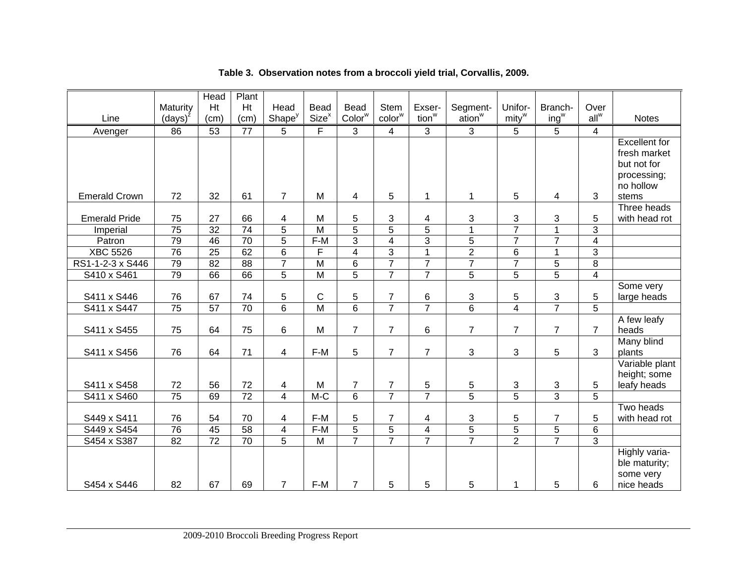**Table 3. Observation notes from a broccoli yield trial, Corvallis, 2009.**

| Line | Maturity (days)[z] | Head Ht (cm) | Plant Ht (cm) | Head Shape[y] | Bead Size[x] | Bead Color[w] | Stem color[w] | Exser-tion[w] | Segment-ation[w] | Unifor-mity[w] | Branch-ing[w] | Over all[w] | Notes |
|---|---|---|---|---|---|---|---|---|---|---|---|---|---|
| Avenger | 86 | 53 | 77 | 5 | F | 3 | 4 | 3 | 3 | 5 | 5 | 4 | |
| Emerald Crown | 72 | 32 | 61 | 7 | M | 4 | 5 | 1 | 1 | 5 | 4 | 3 | Excellent for fresh market but not for processing; no hollow stems |
| Emerald Pride | 75 | 27 | 66 | 4 | M | 5 | 3 | 4 | 3 | 3 | 3 | 5 | Three heads with head rot |
| Imperial | 75 | 32 | 74 | 5 | M | 5 | 5 | 5 | 1 | 7 | 1 | 3 | |
| Patron | 79 | 46 | 70 | 5 | F-M | 3 | 4 | 3 | 5 | 7 | 7 | 4 | |
| XBC 5526 | 76 | 25 | 62 | 6 | F | 4 | 3 | 1 | 2 | 6 | 1 | 3 | |
| RS1-1-2-3 x S446 | 79 | 82 | 88 | 7 | M | 6 | 7 | 7 | 7 | 7 | 5 | 8 | |
| S410 x S461 | 79 | 66 | 66 | 5 | M | 5 | 7 | 7 | 5 | 5 | 5 | 4 | |
| S411 x S446 | 76 | 67 | 74 | 5 | C | 5 | 7 | 6 | 3 | 5 | 3 | 5 | Some very large heads |
| S411 x S447 | 75 | 57 | 70 | 6 | M | 6 | 7 | 7 | 6 | 4 | 7 | 5 | |
| S411 x S455 | 75 | 64 | 75 | 6 | M | 7 | 7 | 6 | 7 | 7 | 7 | 7 | A few leafy heads |
| S411 x S456 | 76 | 64 | 71 | 4 | F-M | 5 | 7 | 7 | 3 | 3 | 5 | 3 | Many blind plants |
| S411 x S458 | 72 | 56 | 72 | 4 | M | 7 | 7 | 5 | 5 | 3 | 3 | 5 | Variable plant height; some leafy heads |
| S411 x S460 | 75 | 69 | 72 | 4 | M-C | 6 | 7 | 7 | 5 | 5 | 3 | 5 | |
| S449 x S411 | 76 | 54 | 70 | 4 | F-M | 5 | 7 | 4 | 3 | 5 | 7 | 5 | Two heads with head rot |
| S449 x S454 | 76 | 45 | 58 | 4 | F-M | 5 | 5 | 4 | 5 | 5 | 5 | 6 | |
| S454 x S387 | 82 | 72 | 70 | 5 | M | 7 | 7 | 7 | 7 | 2 | 7 | 3 | |
| S454 x S446 | 82 | 67 | 69 | 7 | F-M | 7 | 5 | 5 | 5 | 1 | 5 | 6 | Highly variable maturity; some very nice heads |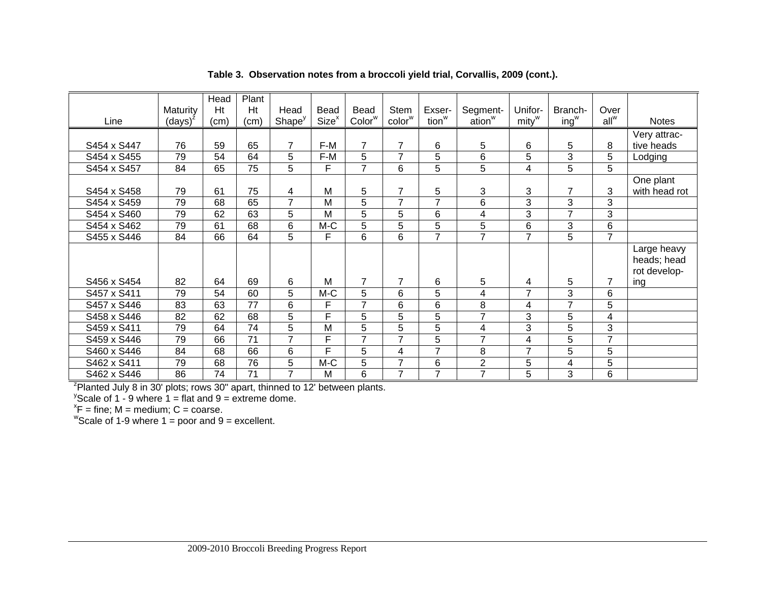**Table 3. Observation notes from a broccoli yield trial, Corvallis, 2009 (cont.).**

| Line | Maturity (days)[z] | Head Ht (cm) | Plant Ht (cm) | Head Shape[y] | Bead Size[x] | Bead Color[w] | Stem color[w] | Exser-tion[w] | Segment-ation[w] | Unifor-mity[w] | Branch-ing[w] | Over all[w] | Notes |
|---|---|---|---|---|---|---|---|---|---|---|---|---|---|
| S454 x S447 | 76 | 59 | 65 | 7 | F-M | 7 | 7 | 6 | 5 | 6 | 5 | 8 | Very attractive heads |
| S454 x S455 | 79 | 54 | 64 | 5 | F-M | 5 | 7 | 5 | 6 | 5 | 3 | 5 | Lodging |
| S454 x S457 | 84 | 65 | 75 | 5 | F | 7 | 6 | 5 | 5 | 4 | 5 | 5 | |
| S454 x S458 | 79 | 61 | 75 | 4 | M | 5 | 7 | 5 | 3 | 3 | 7 | 3 | One plant with head rot |
| S454 x S459 | 79 | 68 | 65 | 7 | M | 5 | 7 | 7 | 6 | 3 | 3 | 3 | |
| S454 x S460 | 79 | 62 | 63 | 5 | M | 5 | 5 | 6 | 4 | 3 | 7 | 3 | |
| S454 x S462 | 79 | 61 | 68 | 6 | M-C | 5 | 5 | 5 | 5 | 6 | 3 | 6 | |
| S455 x S446 | 84 | 66 | 64 | 5 | F | 6 | 6 | 7 | 7 | 7 | 5 | 7 | |
| S456 x S454 | 82 | 64 | 69 | 6 | M | 7 | 7 | 6 | 5 | 4 | 5 | 7 | Large heavy heads; head rot developing |
| S457 x S411 | 79 | 54 | 60 | 5 | M-C | 5 | 6 | 5 | 4 | 7 | 3 | 6 | |
| S457 x S446 | 83 | 63 | 77 | 6 | F | 7 | 6 | 6 | 8 | 4 | 7 | 5 | |
| S458 x S446 | 82 | 62 | 68 | 5 | F | 5 | 5 | 5 | 7 | 3 | 5 | 4 | |
| S459 x S411 | 79 | 64 | 74 | 5 | M | 5 | 5 | 5 | 4 | 3 | 5 | 3 | |
| S459 x S446 | 79 | 66 | 71 | 7 | F | 7 | 7 | 5 | 7 | 4 | 5 | 7 | |
| S460 x S446 | 84 | 68 | 66 | 6 | F | 5 | 4 | 7 | 8 | 7 | 5 | 5 | |
| S462 x S411 | 79 | 68 | 76 | 5 | M-C | 5 | 7 | 6 | 2 | 5 | 4 | 5 | |
| S462 x S446 | 86 | 74 | 71 | 7 | M | 6 | 7 | 7 | 7 | 5 | 3 | 6 | |

[z]Planted July 8 in 30' plots; rows 30" apart, thinned to 12' between plants.
[y]Scale of 1 - 9 where 1 = flat and 9 = extreme dome.
[x]F = fine; M = medium; C = coarse.
[w]Scale of 1-9 where 1 = poor and 9 = excellent.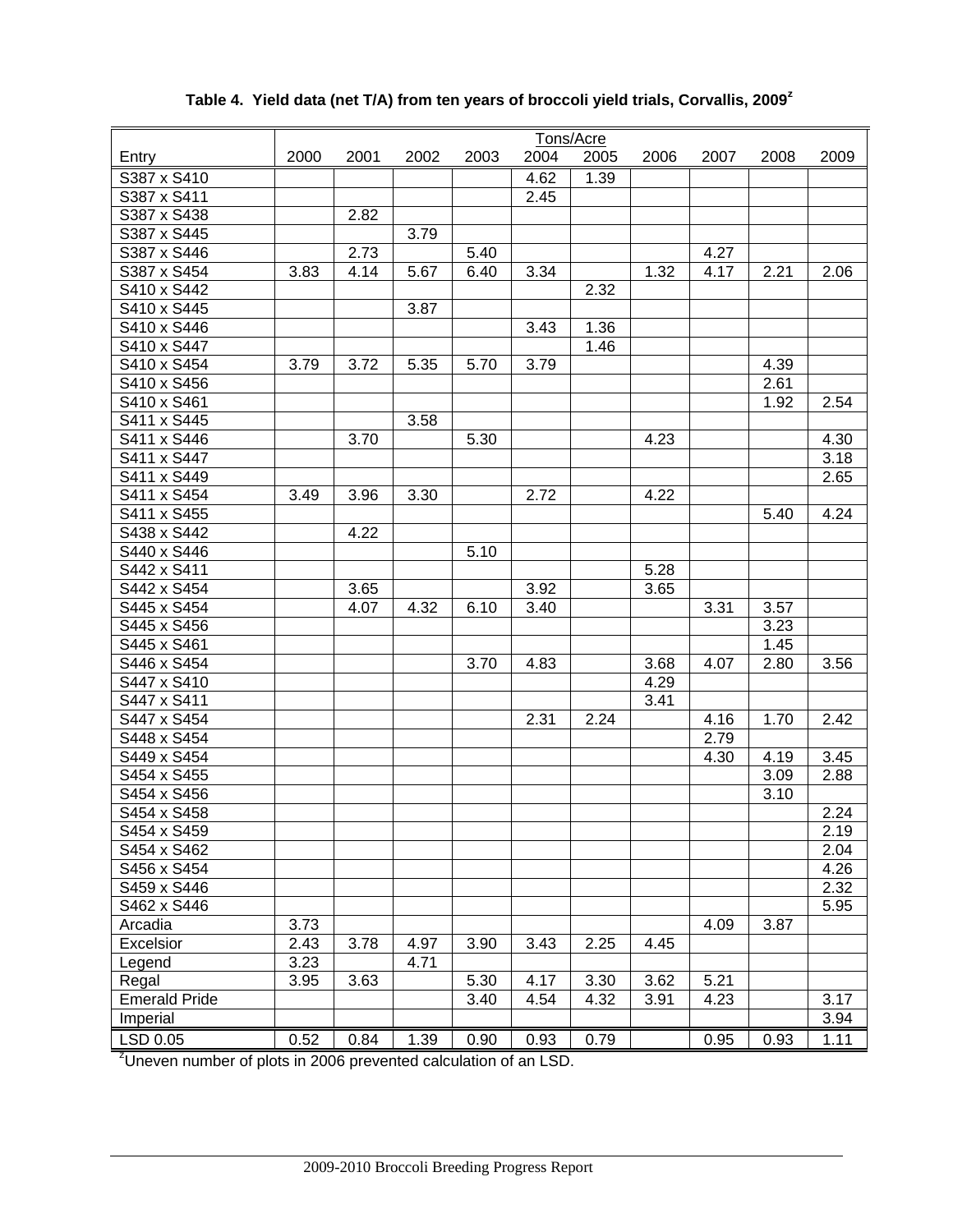**Table 4. Yield data (net T/A) from ten years of broccoli yield trials, Corvallis, 2009[z]**

| | Tons/Acre | | | | | | | | | |
|---|---|---|---|---|---|---|---|---|---|---|
| Entry | 2000 | 2001 | 2002 | 2003 | 2004 | 2005 | 2006 | 2007 | 2008 | 2009 |
| S387 x S410 | | | | | 4.62 | 1.39 | | | | |
| S387 x S411 | | | | | 2.45 | | | | | |
| S387 x S438 | | 2.82 | | | | | | | | |
| S387 x S445 | | | 3.79 | | | | | | | |
| S387 x S446 | | 2.73 | | 5.40 | | | | 4.27 | | |
| S387 x S454 | 3.83 | 4.14 | 5.67 | 6.40 | 3.34 | | 1.32 | 4.17 | 2.21 | 2.06 |
| S410 x S442 | | | | | | 2.32 | | | | |
| S410 x S445 | | | 3.87 | | | | | | | |
| S410 x S446 | | | | | 3.43 | 1.36 | | | | |
| S410 x S447 | | | | | | 1.46 | | | | |
| S410 x S454 | 3.79 | 3.72 | 5.35 | 5.70 | 3.79 | | | | 4.39 | |
| S410 x S456 | | | | | | | | | 2.61 | |
| S410 x S461 | | | | | | | | | 1.92 | 2.54 |
| S411 x S445 | | | 3.58 | | | | | | | |
| S411 x S446 | | 3.70 | | 5.30 | | | 4.23 | | | 4.30 |
| S411 x S447 | | | | | | | | | | 3.18 |
| S411 x S449 | | | | | | | | | | 2.65 |
| S411 x S454 | 3.49 | 3.96 | 3.30 | | 2.72 | | 4.22 | | | |
| S411 x S455 | | | | | | | | | 5.40 | 4.24 |
| S438 x S442 | | 4.22 | | | | | | | | |
| S440 x S446 | | | | 5.10 | | | | | | |
| S442 x S411 | | | | | | | 5.28 | | | |
| S442 x S454 | | 3.65 | | | 3.92 | | 3.65 | | | |
| S445 x S454 | | 4.07 | 4.32 | 6.10 | 3.40 | | | 3.31 | 3.57 | |
| S445 x S456 | | | | | | | | | 3.23 | |
| S445 x S461 | | | | | | | | | 1.45 | |
| S446 x S454 | | | | 3.70 | 4.83 | | 3.68 | 4.07 | 2.80 | 3.56 |
| S447 x S410 | | | | | | | 4.29 | | | |
| S447 x S411 | | | | | | | 3.41 | | | |
| S447 x S454 | | | | | 2.31 | 2.24 | | 4.16 | 1.70 | 2.42 |
| S448 x S454 | | | | | | | | 2.79 | | |
| S449 x S454 | | | | | | | | 4.30 | 4.19 | 3.45 |
| S454 x S455 | | | | | | | | | 3.09 | 2.88 |
| S454 x S456 | | | | | | | | | 3.10 | |
| S454 x S458 | | | | | | | | | | 2.24 |
| S454 x S459 | | | | | | | | | | 2.19 |
| S454 x S462 | | | | | | | | | | 2.04 |
| S456 x S454 | | | | | | | | | | 4.26 |
| S459 x S446 | | | | | | | | | | 2.32 |
| S462 x S446 | | | | | | | | | | 5.95 |
| Arcadia | 3.73 | | | | | | | 4.09 | 3.87 | |
| Excelsior | 2.43 | 3.78 | 4.97 | 3.90 | 3.43 | 2.25 | 4.45 | | | |
| Legend | 3.23 | | 4.71 | | | | | | | |
| Regal | 3.95 | 3.63 | | 5.30 | 4.17 | 3.30 | 3.62 | 5.21 | | |
| Emerald Pride | | | | 3.40 | 4.54 | 4.32 | 3.91 | 4.23 | | 3.17 |
| Imperial | | | | | | | | | | 3.94 |
| LSD 0.05 | 0.52 | 0.84 | 1.39 | 0.90 | 0.93 | 0.79 | | 0.95 | 0.93 | 1.11 |

[z]Uneven number of plots in 2006 prevented calculation of an LSD.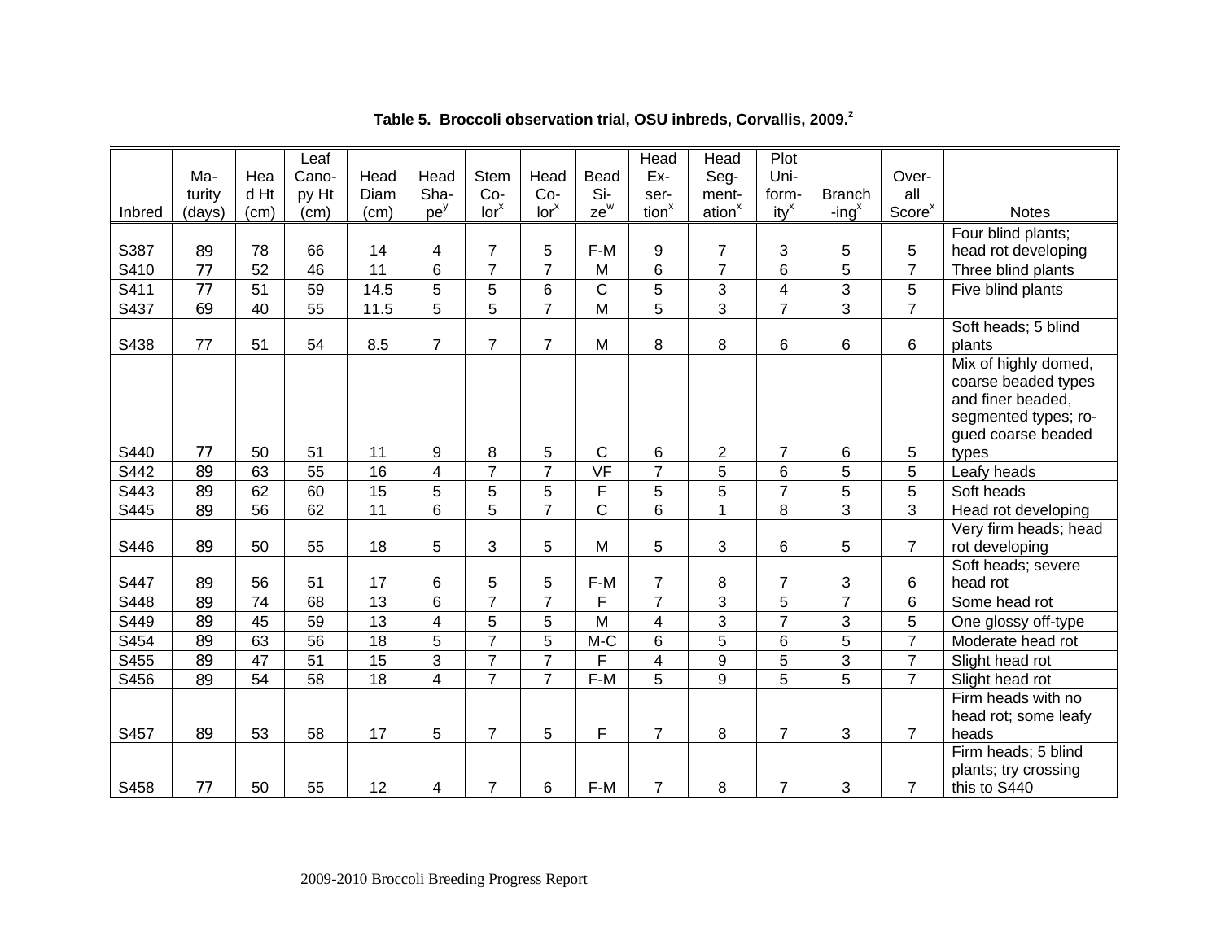**Table 5. Broccoli observation trial, OSU inbreds, Corvallis, 2009.[z]**

| Inbred | Maturity (days) | Head Ht (cm) | Leaf Canopy Ht (cm) | Head Diam (cm) | Head Shape[y] | Stem Color[x] | Head Color[x] | Bead Size[w] | Head Exsertion[x] | Head Segmentation[x] | Plot Uniformity[x] | Branching[x] | Overall Score[x] | Notes |
|---|---|---|---|---|---|---|---|---|---|---|---|---|---|---|
| S387 | 89 | 78 | 66 | 14 | 4 | 7 | 5 | F-M | 9 | 7 | 3 | 5 | 5 | Four blind plants; head rot developing |
| S410 | 77 | 52 | 46 | 11 | 6 | 7 | 7 | M | 6 | 7 | 6 | 5 | 7 | Three blind plants |
| S411 | 77 | 51 | 59 | 14.5 | 5 | 5 | 6 | C | 5 | 3 | 4 | 3 | 5 | Five blind plants |
| S437 | 69 | 40 | 55 | 11.5 | 5 | 5 | 7 | M | 5 | 3 | 7 | 3 | 7 | |
| S438 | 77 | 51 | 54 | 8.5 | 7 | 7 | 7 | M | 8 | 8 | 6 | 6 | 6 | Soft heads; 5 blind plants |
| S440 | 77 | 50 | 51 | 11 | 9 | 8 | 5 | C | 6 | 2 | 7 | 6 | 5 | Mix of highly domed, coarse beaded types and finer beaded, segmented types; rogued coarse beaded types |
| S442 | 89 | 63 | 55 | 16 | 4 | 7 | 7 | VF | 7 | 5 | 6 | 5 | 5 | Leafy heads |
| S443 | 89 | 62 | 60 | 15 | 5 | 5 | 5 | F | 5 | 5 | 7 | 5 | 5 | Soft heads |
| S445 | 89 | 56 | 62 | 11 | 6 | 5 | 7 | C | 6 | 1 | 8 | 3 | 3 | Head rot developing |
| S446 | 89 | 50 | 55 | 18 | 5 | 3 | 5 | M | 5 | 3 | 6 | 5 | 7 | Very firm heads; head rot developing |
| S447 | 89 | 56 | 51 | 17 | 6 | 5 | 5 | F-M | 7 | 8 | 7 | 3 | 6 | Soft heads; severe head rot |
| S448 | 89 | 74 | 68 | 13 | 6 | 7 | 7 | F | 7 | 3 | 5 | 7 | 6 | Some head rot |
| S449 | 89 | 45 | 59 | 13 | 4 | 5 | 5 | M | 4 | 3 | 7 | 3 | 5 | One glossy off-type |
| S454 | 89 | 63 | 56 | 18 | 5 | 7 | 5 | M-C | 6 | 5 | 6 | 5 | 7 | Moderate head rot |
| S455 | 89 | 47 | 51 | 15 | 3 | 7 | 7 | F | 4 | 9 | 5 | 3 | 7 | Slight head rot |
| S456 | 89 | 54 | 58 | 18 | 4 | 7 | 7 | F-M | 5 | 9 | 5 | 5 | 7 | Slight head rot |
| S457 | 89 | 53 | 58 | 17 | 5 | 7 | 5 | F | 7 | 8 | 7 | 3 | 7 | Firm heads with no head rot; some leafy heads |
| S458 | 77 | 50 | 55 | 12 | 4 | 7 | 6 | F-M | 7 | 8 | 7 | 3 | 7 | Firm heads; 5 blind plants; try crossing this to S440 |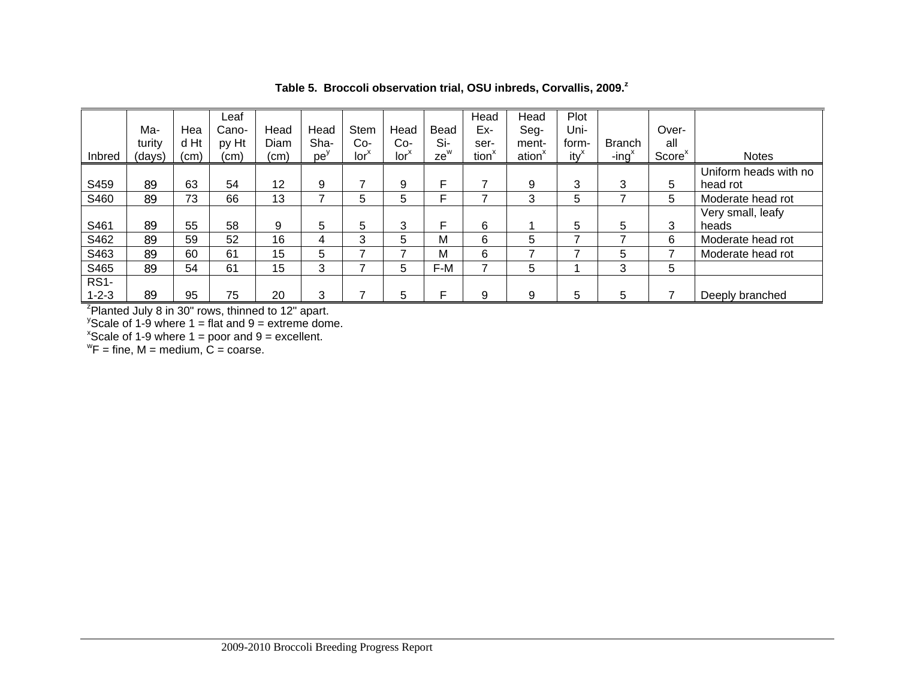**Table 5. Broccoli observation trial, OSU inbreds, Corvallis, 2009.[z]**

| Inbred | Maturity (days) | Head Ht (cm) | Leaf Canopy Ht (cm) | Head Diam (cm) | Head Shape[y] | Stem Color[x] | Head Color[x] | Bead Size[w] | Head Exsertion[x] | Head Segmentation[x] | Plot Uniformity[x] | Branching[x] | Overall Score[x] | Notes |
|---|---|---|---|---|---|---|---|---|---|---|---|---|---|---|
| S459 | 89 | 63 | 54 | 12 | 9 | 7 | 9 | F | 7 | 9 | 3 | 3 | 5 | Uniform heads with no head rot |
| S460 | 89 | 73 | 66 | 13 | 7 | 5 | 5 | F | 7 | 3 | 5 | 7 | 5 | Moderate head rot |
| S461 | 89 | 55 | 58 | 9 | 5 | 5 | 3 | F | 6 | 1 | 5 | 5 | 3 | Very small, leafy heads |
| S462 | 89 | 59 | 52 | 16 | 4 | 3 | 5 | M | 6 | 5 | 7 | 7 | 6 | Moderate head rot |
| S463 | 89 | 60 | 61 | 15 | 5 | 7 | 7 | M | 6 | 7 | 7 | 5 | 7 | Moderate head rot |
| S465 | 89 | 54 | 61 | 15 | 3 | 7 | 5 | F-M | 7 | 5 | 1 | 3 | 5 | |
| RS1-1-2-3 | 89 | 95 | 75 | 20 | 3 | 7 | 5 | F | 9 | 9 | 5 | 5 | 7 | Deeply branched |

[z]Planted July 8 in 30" rows, thinned to 12" apart.
[y]Scale of 1-9 where 1 = flat and 9 = extreme dome.
[x]Scale of 1-9 where 1 = poor and 9 = excellent.
[w]F = fine, M = medium, C = coarse.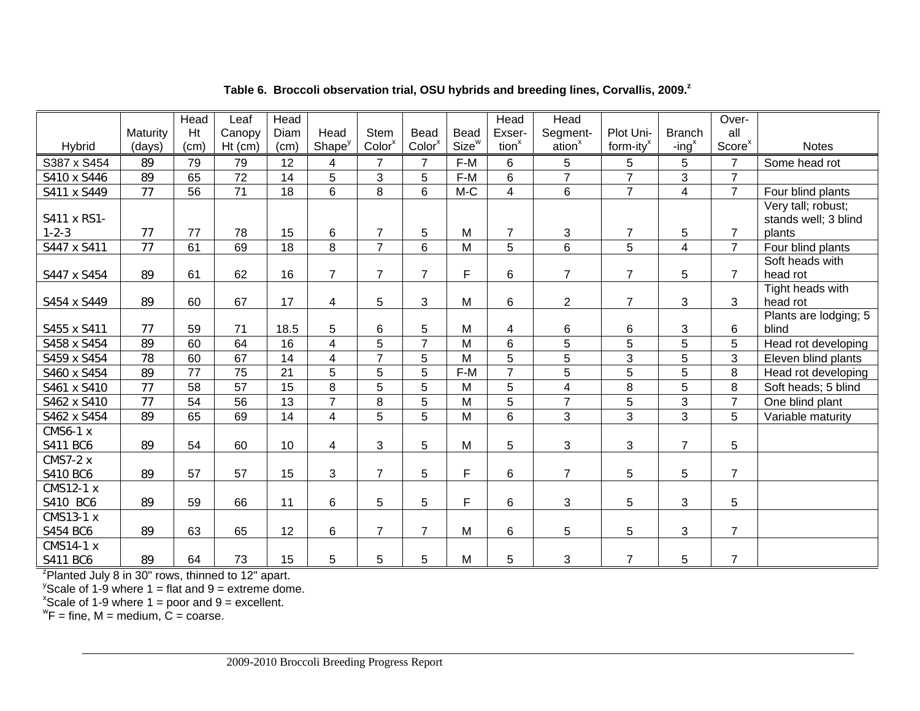**Table 6. Broccoli observation trial, OSU hybrids and breeding lines, Corvallis, 2009.[z]**

| Hybrid | Maturity (days) | Head Ht (cm) | Leaf Canopy Ht (cm) | Head Diam (cm) | Head Shape[y] | Stem Color[x] | Bead Color[x] | Bead Size[w] | Head Exser-tion[x] | Head Segment-ation[x] | Plot Uni-form-ity[x] | Branch -ing[x] | Over-all Score[x] | Notes |
|---|---|---|---|---|---|---|---|---|---|---|---|---|---|---|
| S387 x S454 | 89 | 79 | 79 | 12 | 4 | 7 | 7 | F-M | 6 | 5 | 5 | 5 | 7 | Some head rot |
| S410 x S446 | 89 | 65 | 72 | 14 | 5 | 3 | 5 | F-M | 6 | 7 | 7 | 3 | 7 | |
| S411 x S449 | 77 | 56 | 71 | 18 | 6 | 8 | 6 | M-C | 4 | 6 | 7 | 4 | 7 | Four blind plants |
| S411 x RS1-1-2-3 | 77 | 77 | 78 | 15 | 6 | 7 | 5 | M | 7 | 3 | 7 | 5 | 7 | Very tall; robust; stands well; 3 blind plants |
| S447 x S411 | 77 | 61 | 69 | 18 | 8 | 7 | 6 | M | 5 | 6 | 5 | 4 | 7 | Four blind plants |
| S447 x S454 | 89 | 61 | 62 | 16 | 7 | 7 | 7 | F | 6 | 7 | 7 | 5 | 7 | Soft heads with head rot |
| S454 x S449 | 89 | 60 | 67 | 17 | 4 | 5 | 3 | M | 6 | 2 | 7 | 3 | 3 | Tight heads with head rot |
| S455 x S411 | 77 | 59 | 71 | 18.5 | 5 | 6 | 5 | M | 4 | 6 | 6 | 3 | 6 | Plants are lodging; 5 blind |
| S458 x S454 | 89 | 60 | 64 | 16 | 4 | 5 | 7 | M | 6 | 5 | 5 | 5 | 5 | Head rot developing |
| S459 x S454 | 78 | 60 | 67 | 14 | 4 | 7 | 5 | M | 5 | 5 | 3 | 5 | 3 | Eleven blind plants |
| S460 x S454 | 89 | 77 | 75 | 21 | 5 | 5 | 5 | F-M | 7 | 5 | 5 | 5 | 8 | Head rot developing |
| S461 x S410 | 77 | 58 | 57 | 15 | 8 | 5 | 5 | M | 5 | 4 | 8 | 5 | 8 | Soft heads; 5 blind |
| S462 x S410 | 77 | 54 | 56 | 13 | 7 | 8 | 5 | M | 5 | 7 | 5 | 3 | 7 | One blind plant |
| S462 x S454 | 89 | 65 | 69 | 14 | 4 | 5 | 5 | M | 6 | 3 | 3 | 3 | 5 | Variable maturity |
| CMS6-1 x S411 BC6 | 89 | 54 | 60 | 10 | 4 | 3 | 5 | M | 5 | 3 | 3 | 7 | 5 | |
| CMS7-2 x S410 BC6 | 89 | 57 | 57 | 15 | 3 | 7 | 5 | F | 6 | 7 | 5 | 5 | 7 | |
| CMS12-1 x S410 BC6 | 89 | 59 | 66 | 11 | 6 | 5 | 5 | F | 6 | 3 | 5 | 3 | 5 | |
| CMS13-1 x S454 BC6 | 89 | 63 | 65 | 12 | 6 | 7 | 7 | M | 6 | 5 | 5 | 3 | 7 | |
| CMS14-1 x S411 BC6 | 89 | 64 | 73 | 15 | 5 | 5 | 5 | M | 5 | 3 | 7 | 5 | 7 | |

[z]Planted July 8 in 30" rows, thinned to 12" apart.
[y]Scale of 1-9 where 1 = flat and 9 = extreme dome.
[x]Scale of 1-9 where 1 = poor and 9 = excellent.
[w]F = fine, M = medium, C = coarse.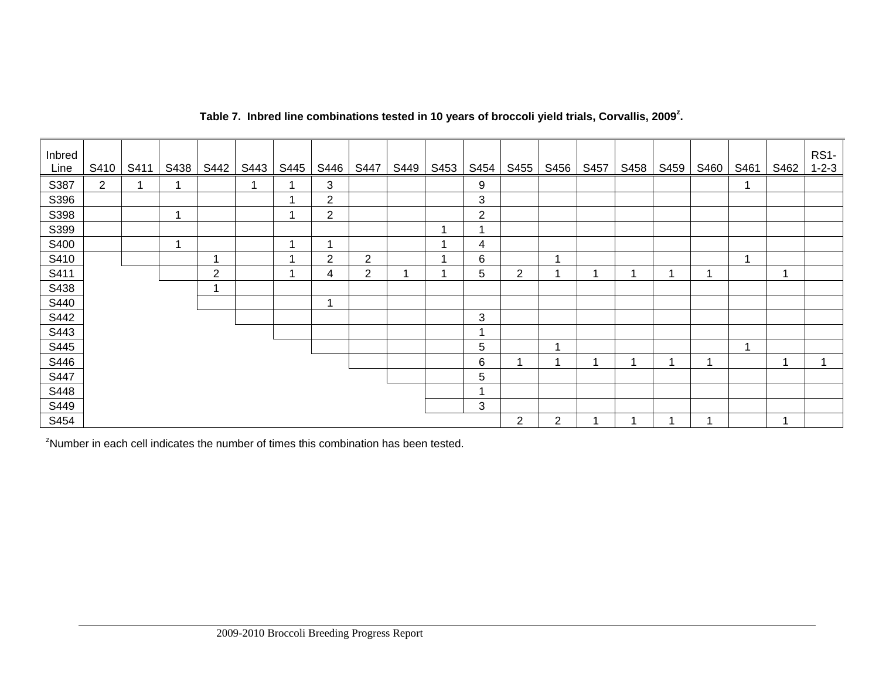**Table 7. Inbred line combinations tested in 10 years of broccoli yield trials, Corvallis, 2009[z].**

| Inbred Line | S410 | S411 | S438 | S442 | S443 | S445 | S446 | S447 | S449 | S453 | S454 | S455 | S456 | S457 | S458 | S459 | S460 | S461 | S462 | RS1-1-2-3 |
|---|---|---|---|---|---|---|---|---|---|---|---|---|---|---|---|---|---|---|---|---|
| S387 | 2 | 1 | 1 | | 1 | 1 | 3 | | | | 9 | | | | | | | 1 | | |
| S396 | | | | | | 1 | 2 | | | | 3 | | | | | | | | | |
| S398 | | | 1 | | | 1 | 2 | | | | 2 | | | | | | | | | |
| S399 | | | | | | | | | | 1 | 1 | | | | | | | | | |
| S400 | | | 1 | | | 1 | 1 | | | 1 | 4 | | | | | | | | | |
| S410 | | | | 1 | | 1 | 2 | 2 | | 1 | 6 | | 1 | | | | | 1 | | |
| S411 | | | | 2 | | 1 | 4 | 2 | 1 | 1 | 5 | 2 | 1 | 1 | 1 | 1 | 1 | | 1 | |
| S438 | | | | 1 | | | | | | | | | | | | | | | | |
| S440 | | | | | | | 1 | | | | | | | | | | | | | |
| S442 | | | | | | | | | | | 3 | | | | | | | | | |
| S443 | | | | | | | | | | | 1 | | | | | | | | | |
| S445 | | | | | | | | | | | 5 | | 1 | | | | | 1 | | |
| S446 | | | | | | | | | | | 6 | 1 | 1 | 1 | 1 | 1 | 1 | | 1 | 1 |
| S447 | | | | | | | | | | | 5 | | | | | | | | | |
| S448 | | | | | | | | | | | 1 | | | | | | | | | |
| S449 | | | | | | | | | | | 3 | | | | | | | | | |
| S454 | | | | | | | | | | | | 2 | 2 | 1 | 1 | 1 | 1 | | 1 | |

[z]Number in each cell indicates the number of times this combination has been tested.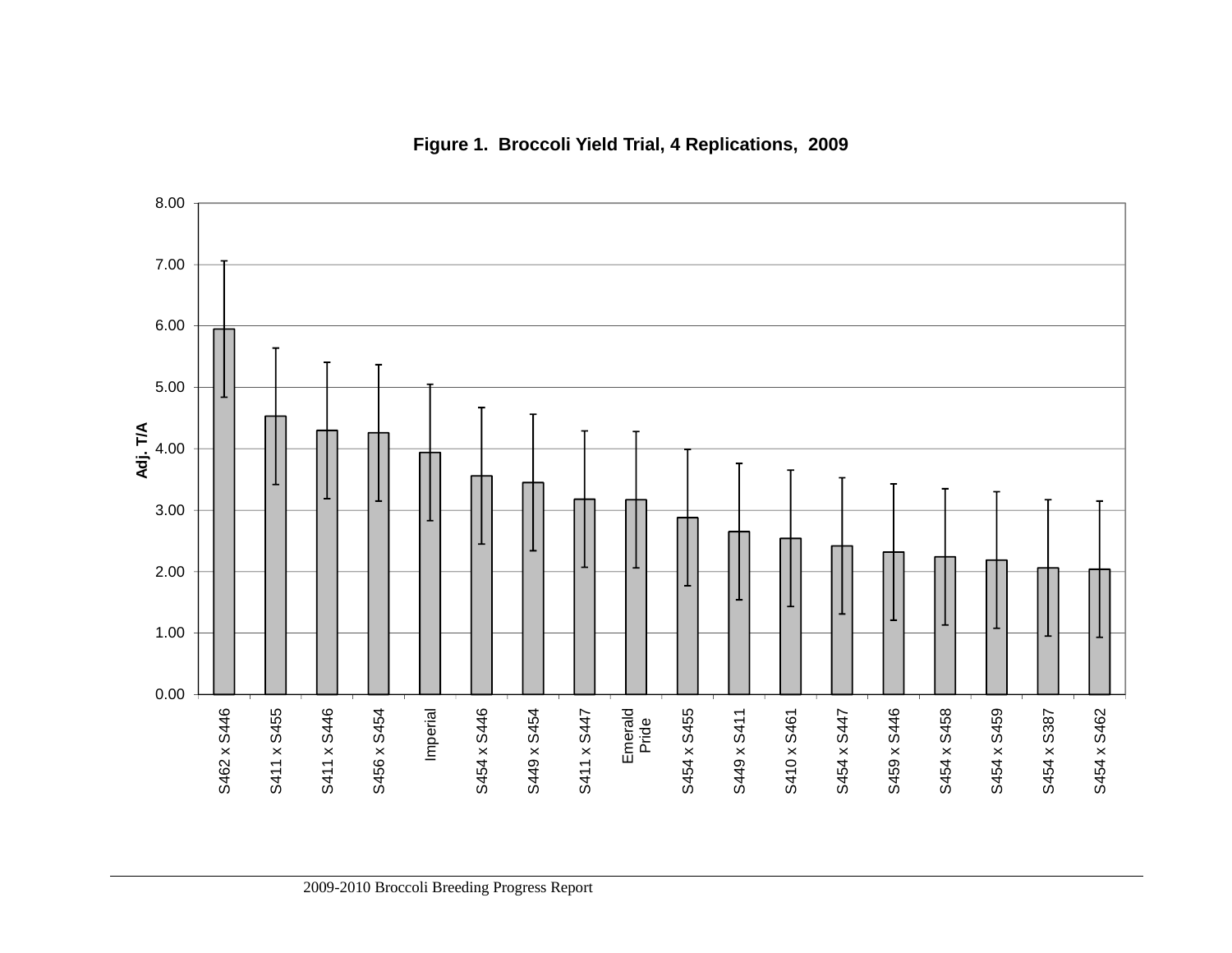**Figure 1. Broccoli Yield Trial, 4 Replications, 2009**

| Entry | Adj. T/A |
|---|---|
| S462 x S446 | 5.95 |
| S411 x S455 | 4.53 |
| S411 x S446 | 4.30 |
| S456 x S454 | 4.26 |
| Imperial | 3.94 |
| S454 x S446 | 3.56 |
| S449 x S454 | 3.45 |
| S411 x S447 | 3.18 |
| Emerald Pride | 3.17 |
| S454 x S455 | 2.88 |
| S449 x S411 | 2.65 |
| S410 x S461 | 2.54 |
| S454 x S447 | 2.42 |
| S459 x S446 | 2.32 |
| S454 x S458 | 2.24 |
| S454 x S459 | 2.19 |
| S454 x S387 | 2.06 |
| S454 x S462 | 2.04 |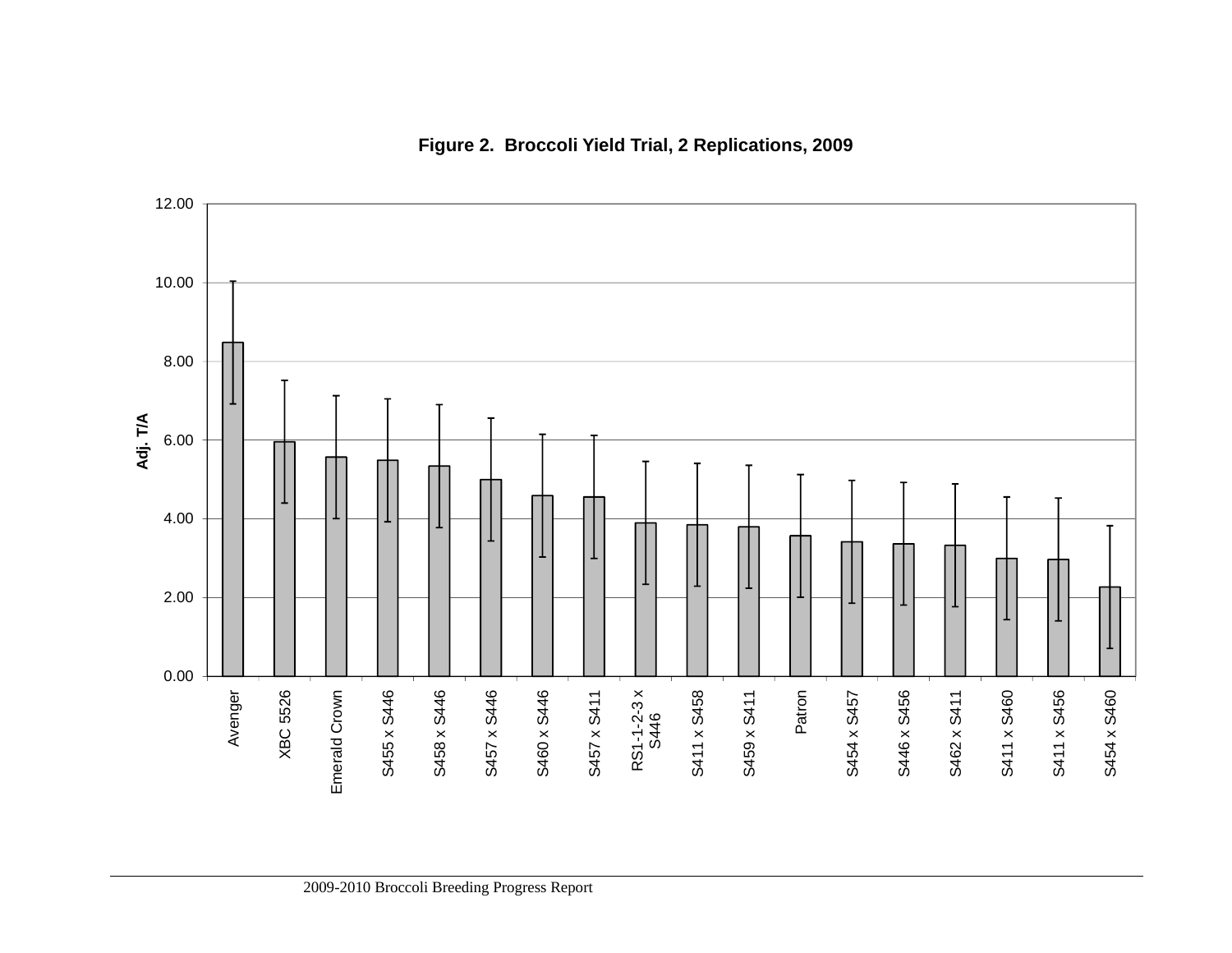**Figure 2. Broccoli Yield Trial, 2 Replications, 2009**

Adj. T/A

12.00
10.00
8.00
6.00
4.00
2.00
0.00

Avenger | XBC 5526 | Emerald Crown | S455 x S446 | S458 x S446 | S457 x S446 | S460 x S446 | S457 x S411 | RS1-1-2-3 x S446 | S411 x S458 | S459 x S411 | Patron | S454 x S457 | S446 x S456 | S462 x S411 | S411 x S460 | S411 x S456 | S454 x S460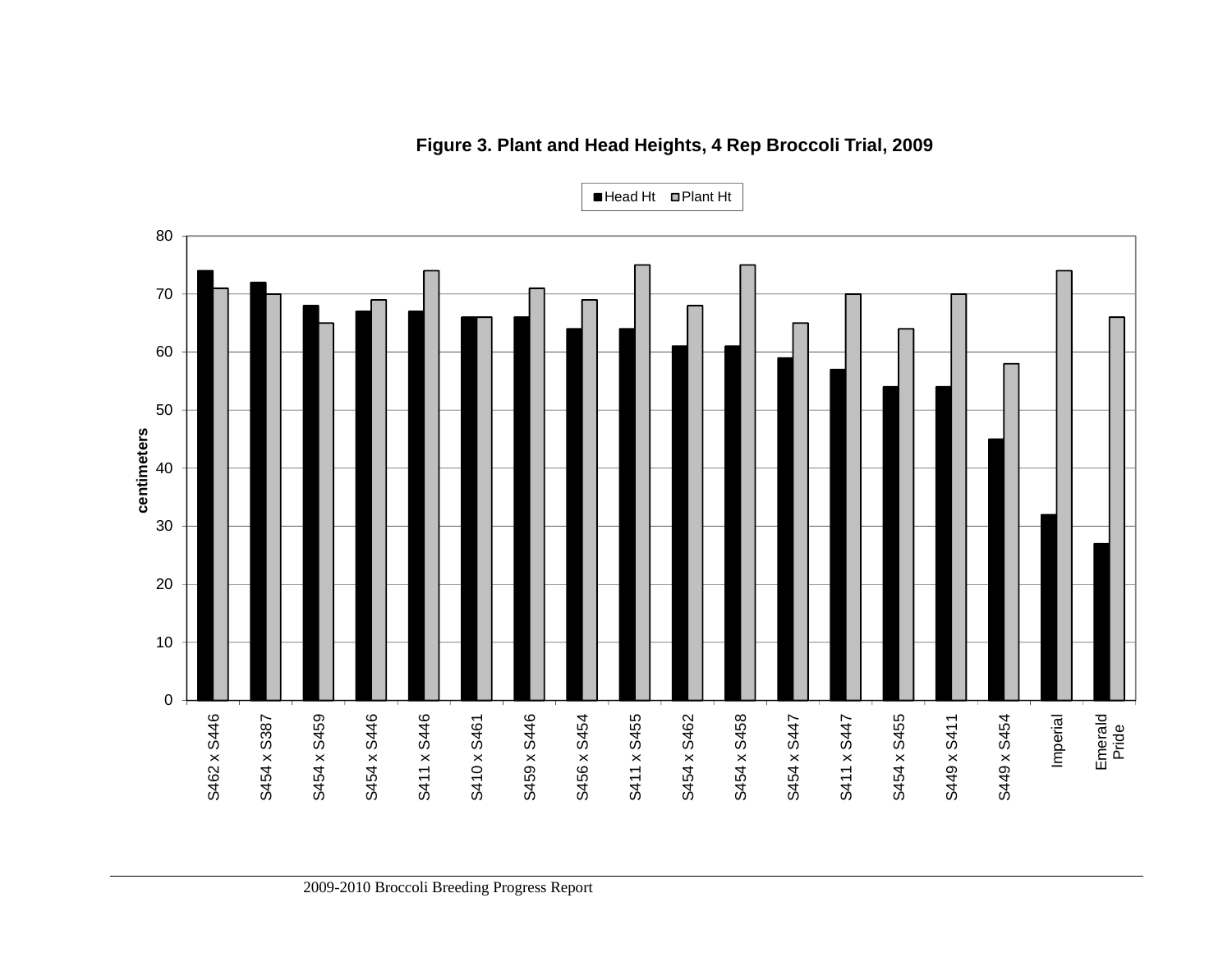**Figure 3. Plant and Head Heights, 4 Rep Broccoli Trial, 2009**

| Entry | Head Ht (centimeters) | Plant Ht (centimeters) |
|---|---|---|
| S462 x S446 | 74 | 71 |
| S454 x S387 | 72 | 70 |
| S454 x S459 | 68 | 65 |
| S454 x S446 | 67 | 69 |
| S411 x S446 | 67 | 74 |
| S410 x S461 | 66 | 66 |
| S459 x S446 | 66 | 71 |
| S456 x S454 | 64 | 69 |
| S411 x S455 | 64 | 75 |
| S454 x S462 | 61 | 68 |
| S454 x S458 | 61 | 75 |
| S454 x S447 | 59 | 65 |
| S411 x S447 | 57 | 70 |
| S454 x S455 | 54 | 64 |
| S449 x S411 | 54 | 70 |
| S449 x S454 | 45 | 58 |
| Imperial | 32 | 74 |
| Emerald Pride | 27 | 66 |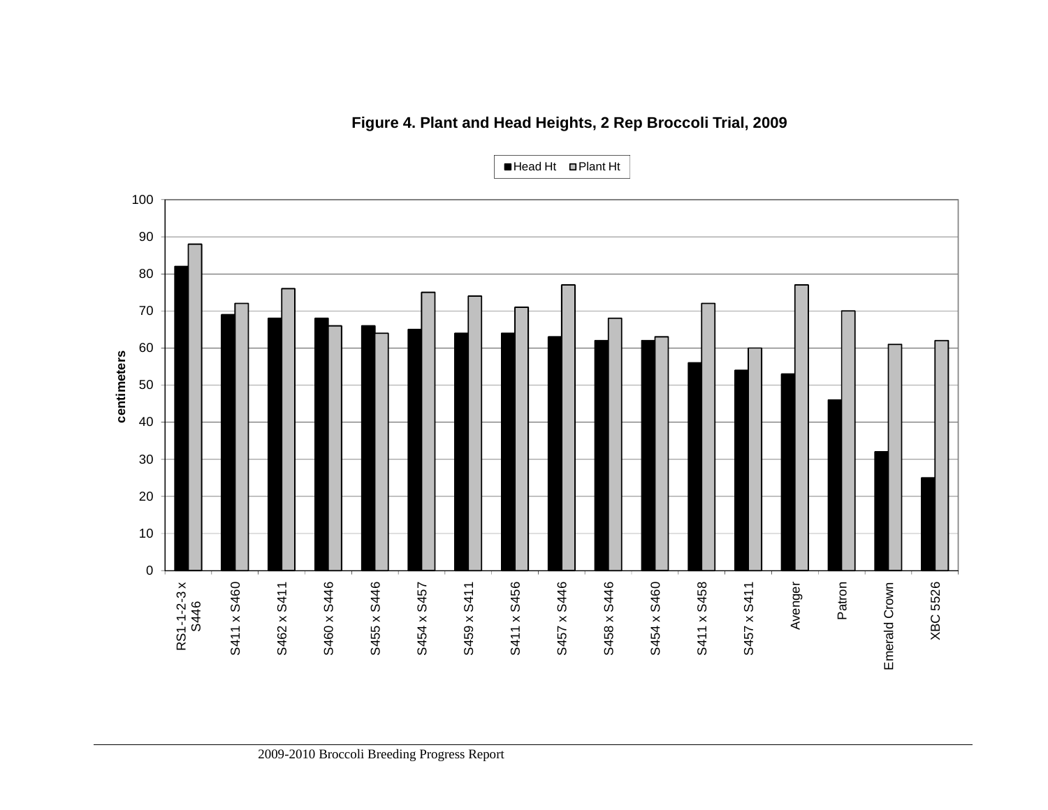**Figure 4. Plant and Head Heights, 2 Rep Broccoli Trial, 2009**

Head Ht
Plant Ht

centimeters

100
90
80
70
60
50
40
30
20
10
0

RS1-1-2-3 x S446
S411 x S460
S462 x S411
S460 x S446
S455 x S446
S454 x S457
S459 x S411
S411 x S456
S457 x S446
S458 x S446
S454 x S460
S411 x S458
S457 x S411
Avenger
Patron
Emerald Crown
XBC 5526